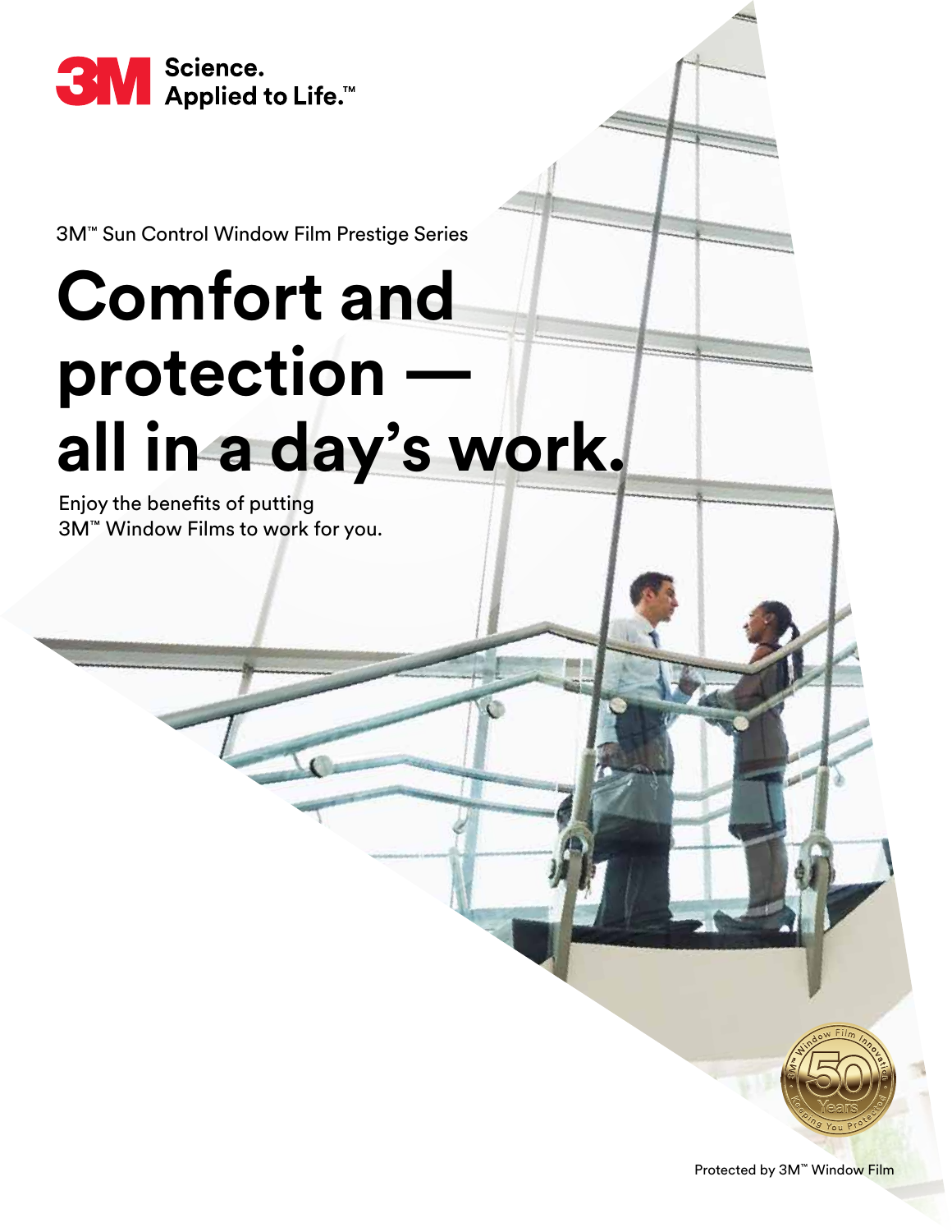3M Science. Applied to Life.™

3M™ Sun Control Window Film Prestige Series

# Comfort and protection — all in a day's work.

Enjoy the benefits of putting 3M™ Window Films to work for you.

Protected by 3M™ Window Film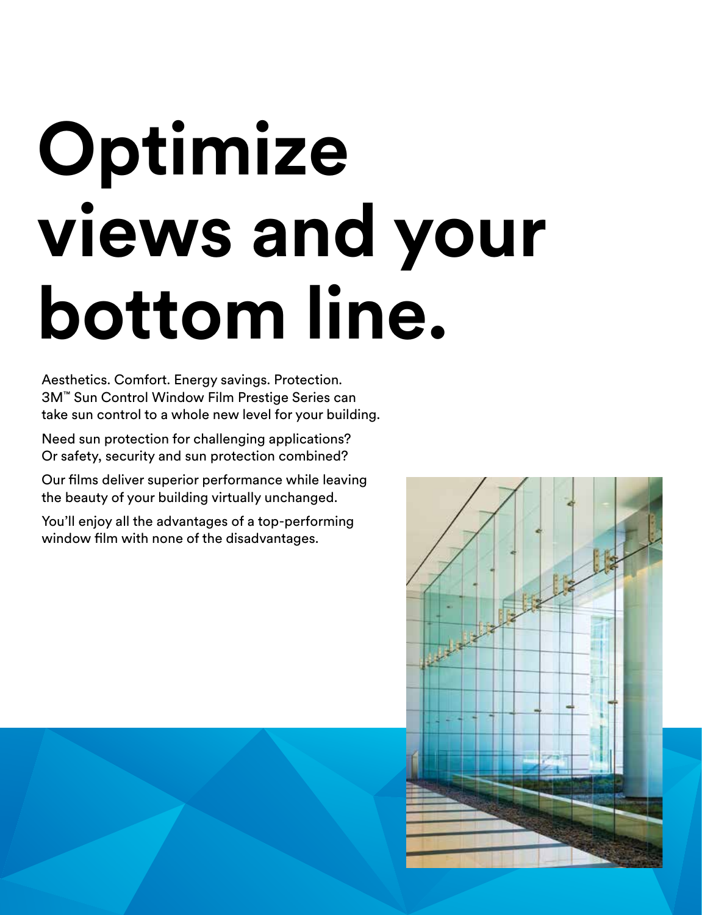# Optimize views and your bottom line.

Aesthetics. Comfort. Energy savings. Protection. 3M™ Sun Control Window Film Prestige Series can take sun control to a whole new level for your building.

Need sun protection for challenging applications? Or safety, security and sun protection combined?

Our films deliver superior performance while leaving the beauty of your building virtually unchanged.

You'll enjoy all the advantages of a top-performing window film with none of the disadvantages.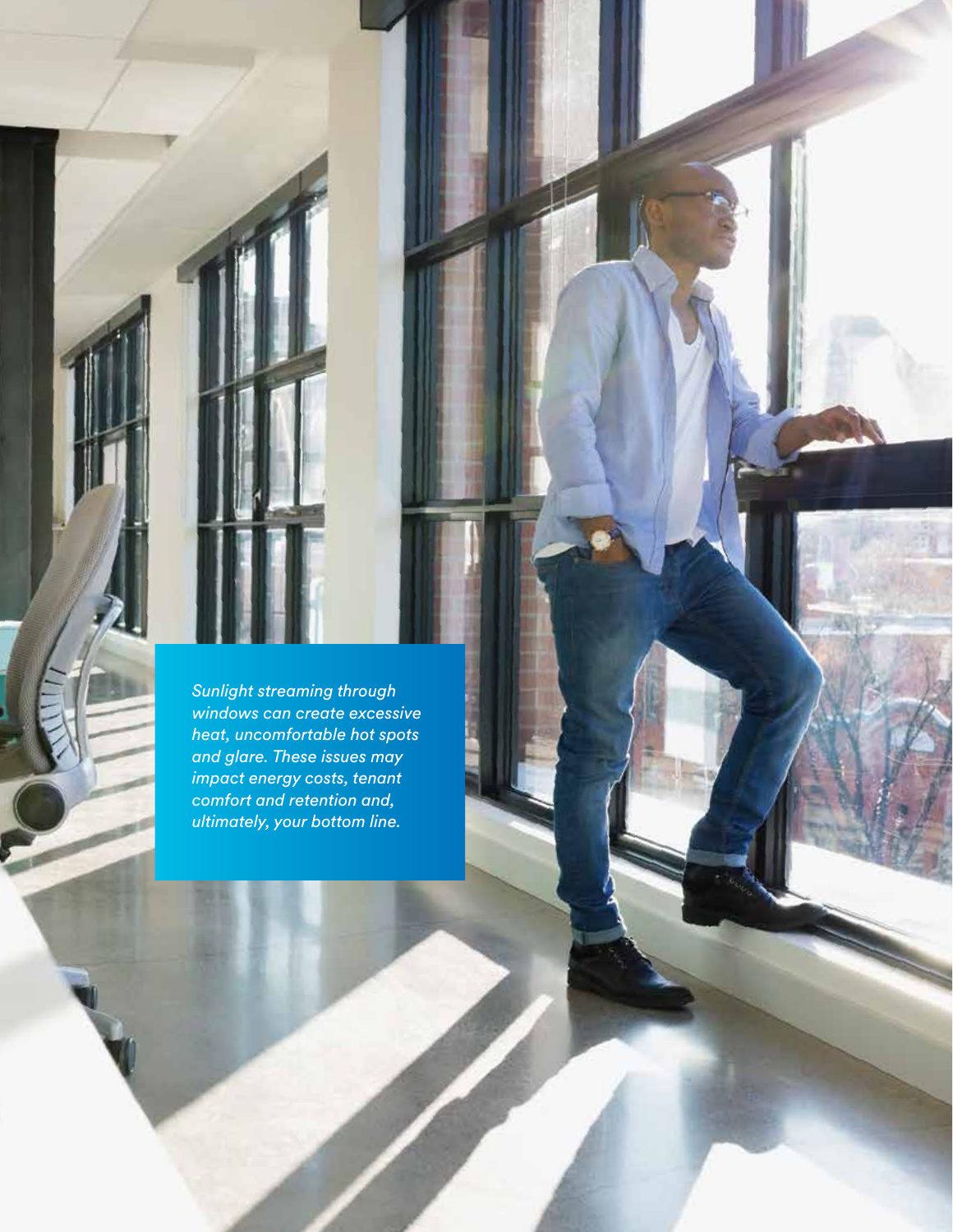*Sunlight streaming through windows can create excessive heat, uncomfortable hot spots and glare. These issues may impact energy costs, tenant comfort and retention and, ultimately, your bottom line.*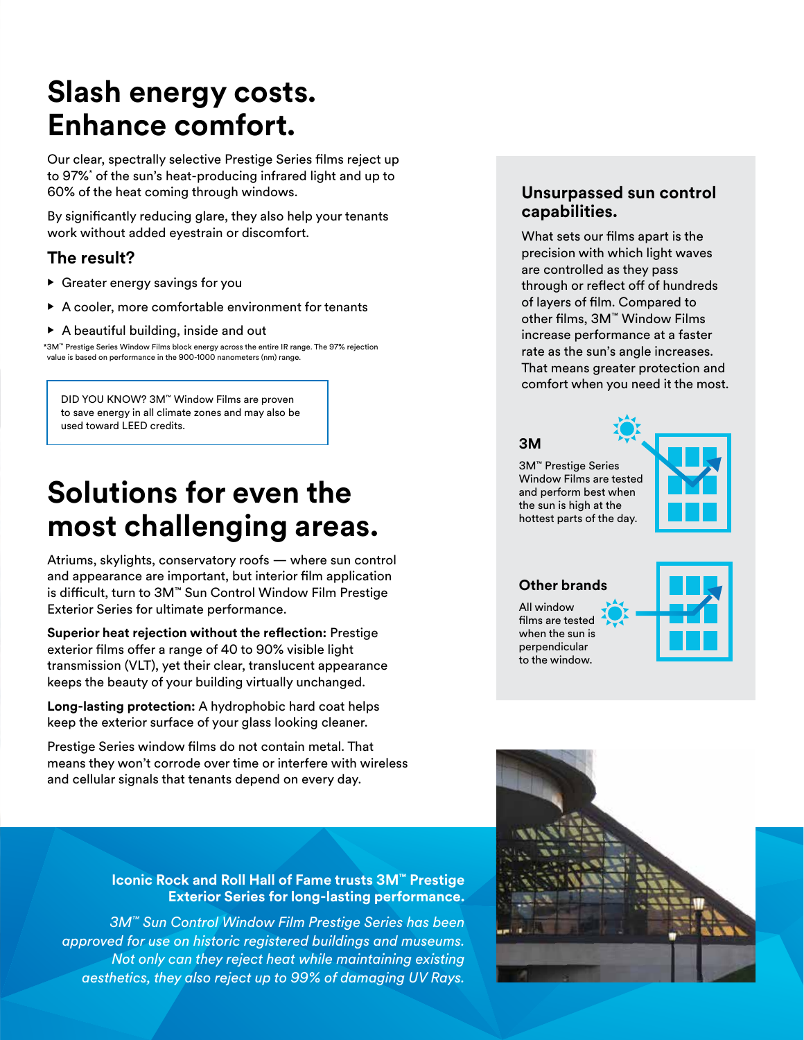# Slash energy costs. Enhance comfort.

Our clear, spectrally selective Prestige Series films reject up to 97%* of the sun's heat-producing infrared light and up to 60% of the heat coming through windows.

By significantly reducing glare, they also help your tenants work without added eyestrain or discomfort.

## The result?

- Greater energy savings for you
- A cooler, more comfortable environment for tenants
- A beautiful building, inside and out

*3M™ Prestige Series Window Films block energy across the entire IR range. The 97% rejection value is based on performance in the 900-1000 nanometers (nm) range.

DID YOU KNOW? 3M™ Window Films are proven to save energy in all climate zones and may also be used toward LEED credits.

# Solutions for even the most challenging areas.

Atriums, skylights, conservatory roofs — where sun control and appearance are important, but interior film application is difficult, turn to 3M™ Sun Control Window Film Prestige Exterior Series for ultimate performance.

**Superior heat rejection without the reflection:** Prestige exterior films offer a range of 40 to 90% visible light transmission (VLT), yet their clear, translucent appearance keeps the beauty of your building virtually unchanged.

**Long-lasting protection:** A hydrophobic hard coat helps keep the exterior surface of your glass looking cleaner.

Prestige Series window films do not contain metal. That means they won't corrode over time or interfere with wireless and cellular signals that tenants depend on every day.

## Unsurpassed sun control capabilities.

What sets our films apart is the precision with which light waves are controlled as they pass through or reflect off of hundreds of layers of film. Compared to other films, 3M™ Window Films increase performance at a faster rate as the sun's angle increases. That means greater protection and comfort when you need it the most.

### 3M

3M™ Prestige Series Window Films are tested and perform best when the sun is high at the hottest parts of the day.

### Other brands

All window films are tested when the sun is perpendicular to the window.

**Iconic Rock and Roll Hall of Fame trusts 3M™ Prestige Exterior Series for long-lasting performance.**

*3M™ Sun Control Window Film Prestige Series has been approved for use on historic registered buildings and museums. Not only can they reject heat while maintaining existing aesthetics, they also reject up to 99% of damaging UV Rays.*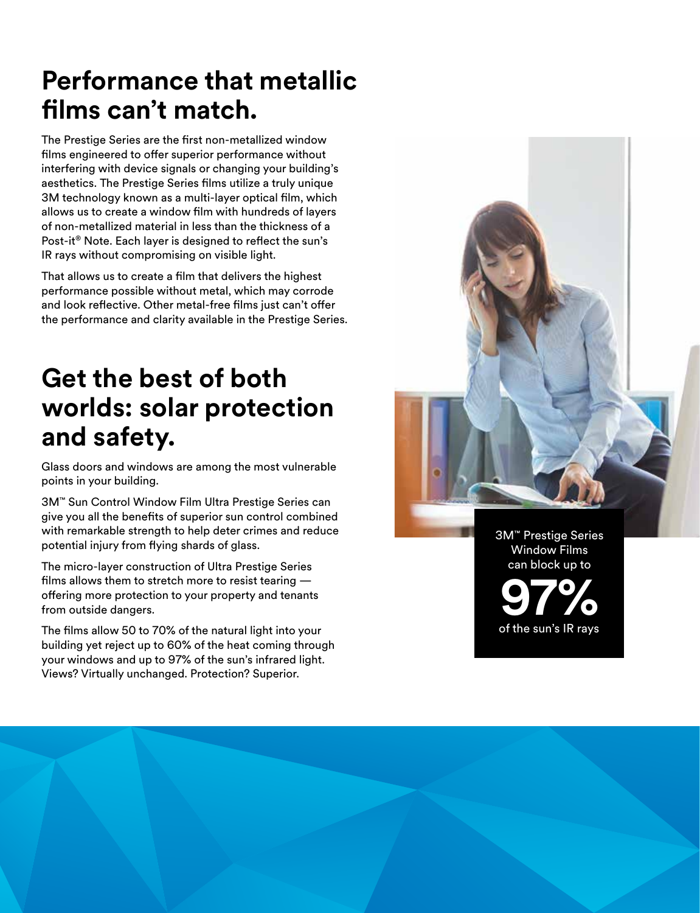## Performance that metallic films can't match.

The Prestige Series are the first non-metallized window films engineered to offer superior performance without interfering with device signals or changing your building's aesthetics. The Prestige Series films utilize a truly unique 3M technology known as a multi-layer optical film, which allows us to create a window film with hundreds of layers of non-metallized material in less than the thickness of a Post-it® Note. Each layer is designed to reflect the sun's IR rays without compromising on visible light.

That allows us to create a film that delivers the highest performance possible without metal, which may corrode and look reflective. Other metal-free films just can't offer the performance and clarity available in the Prestige Series.

## Get the best of both worlds: solar protection and safety.

Glass doors and windows are among the most vulnerable points in your building.

3M™ Sun Control Window Film Ultra Prestige Series can give you all the benefits of superior sun control combined with remarkable strength to help deter crimes and reduce potential injury from flying shards of glass.

The micro-layer construction of Ultra Prestige Series films allows them to stretch more to resist tearing — offering more protection to your property and tenants from outside dangers.

The films allow 50 to 70% of the natural light into your building yet reject up to 60% of the heat coming through your windows and up to 97% of the sun's infrared light. Views? Virtually unchanged. Protection? Superior.

3M™ Prestige Series Window Films can block up to

**97%**

of the sun's IR rays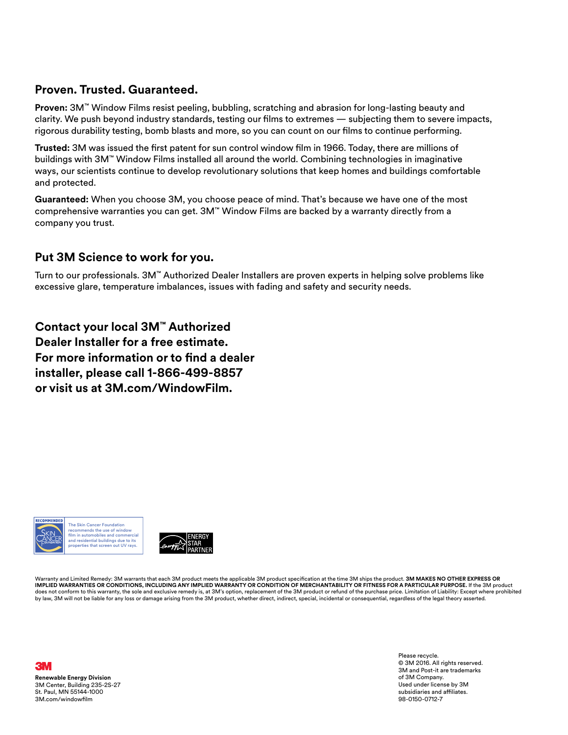## Proven. Trusted. Guaranteed.

**Proven:** 3M™ Window Films resist peeling, bubbling, scratching and abrasion for long-lasting beauty and clarity. We push beyond industry standards, testing our films to extremes — subjecting them to severe impacts, rigorous durability testing, bomb blasts and more, so you can count on our films to continue performing.

**Trusted:** 3M was issued the first patent for sun control window film in 1966. Today, there are millions of buildings with 3M™ Window Films installed all around the world. Combining technologies in imaginative ways, our scientists continue to develop revolutionary solutions that keep homes and buildings comfortable and protected.

**Guaranteed:** When you choose 3M, you choose peace of mind. That's because we have one of the most comprehensive warranties you can get. 3M™ Window Films are backed by a warranty directly from a company you trust.

## Put 3M Science to work for you.

Turn to our professionals. 3M™ Authorized Dealer Installers are proven experts in helping solve problems like excessive glare, temperature imbalances, issues with fading and safety and security needs.

**Contact your local 3M™ Authorized Dealer Installer for a free estimate. For more information or to find a dealer installer, please call 1-866-499-8857 or visit us at 3M.com/WindowFilm.**

RECOMMENDED SKIN CANCER FOUNDATION

The Skin Cancer Foundation recommends the use of window film in automobiles and commercial and residential buildings due to its properties that screen out UV rays.

ENERGY STAR PARTNER

Warranty and Limited Remedy: 3M warrants that each 3M product meets the applicable 3M product specification at the time 3M ships the product. **3M MAKES NO OTHER EXPRESS OR IMPLIED WARRANTIES OR CONDITIONS, INCLUDING ANY IMPLIED WARRANTY OR CONDITION OF MERCHANTABILITY OR FITNESS FOR A PARTICULAR PURPOSE.** If the 3M product does not conform to this warranty, the sole and exclusive remedy is, at 3M's option, replacement of the 3M product or refund of the purchase price. Limitation of Liability: Except where prohibited by law, 3M will not be liable for any loss or damage arising from the 3M product, whether direct, indirect, special, incidental or consequential, regardless of the legal theory asserted.

3M

**Renewable Energy Division**
3M Center, Building 235-2S-27
St. Paul, MN 55144-1000
3M.com/windowfilm

Please recycle.
© 3M 2016. All rights reserved.
3M and Post-it are trademarks of 3M Company.
Used under license by 3M subsidiaries and affiliates.
98-0150-0712-7